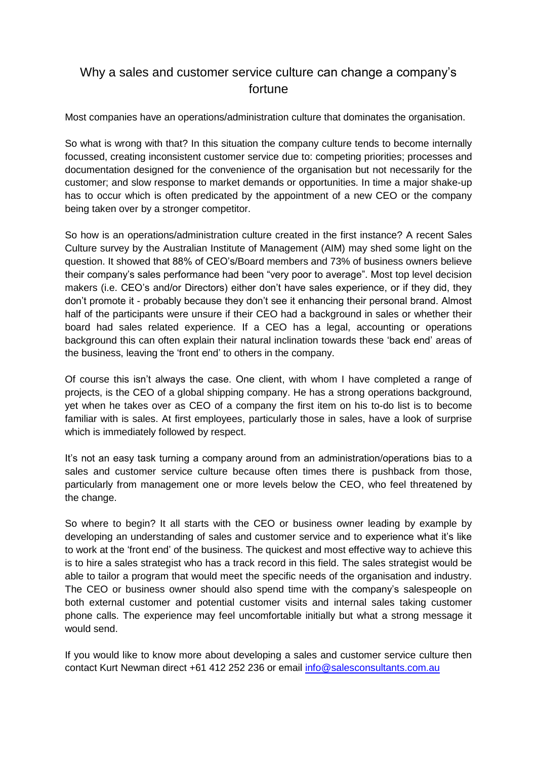# Why a sales and customer service culture can change a company's fortune

Most companies have an operations/administration culture that dominates the organisation.

So what is wrong with that? In this situation the company culture tends to become internally focussed, creating inconsistent customer service due to: competing priorities; processes and documentation designed for the convenience of the organisation but not necessarily for the customer; and slow response to market demands or opportunities. In time a major shake-up has to occur which is often predicated by the appointment of a new CEO or the company being taken over by a stronger competitor.

So how is an operations/administration culture created in the first instance? A recent Sales Culture survey by the Australian Institute of Management (AIM) may shed some light on the question. It showed that 88% of CEO's/Board members and 73% of business owners believe their company's sales performance had been "very poor to average". Most top level decision makers (i.e. CEO's and/or Directors) either don't have sales experience, or if they did, they don't promote it - probably because they don't see it enhancing their personal brand. Almost half of the participants were unsure if their CEO had a background in sales or whether their board had sales related experience. If a CEO has a legal, accounting or operations background this can often explain their natural inclination towards these 'back end' areas of the business, leaving the 'front end' to others in the company.

Of course this isn't always the case. One client, with whom I have completed a range of projects, is the CEO of a global shipping company. He has a strong operations background, yet when he takes over as CEO of a company the first item on his to-do list is to become familiar with is sales. At first employees, particularly those in sales, have a look of surprise which is immediately followed by respect.

It's not an easy task turning a company around from an administration/operations bias to a sales and customer service culture because often times there is pushback from those, particularly from management one or more levels below the CEO, who feel threatened by the change.

So where to begin? It all starts with the CEO or business owner leading by example by developing an understanding of sales and customer service and to experience what it's like to work at the 'front end' of the business. The quickest and most effective way to achieve this is to hire a sales strategist who has a track record in this field. The sales strategist would be able to tailor a program that would meet the specific needs of the organisation and industry. The CEO or business owner should also spend time with the company's salespeople on both external customer and potential customer visits and internal sales taking customer phone calls. The experience may feel uncomfortable initially but what a strong message it would send.

If you would like to know more about developing a sales and customer service culture then contact Kurt Newman direct +61 412 252 236 or email info@salesconsultants.com.au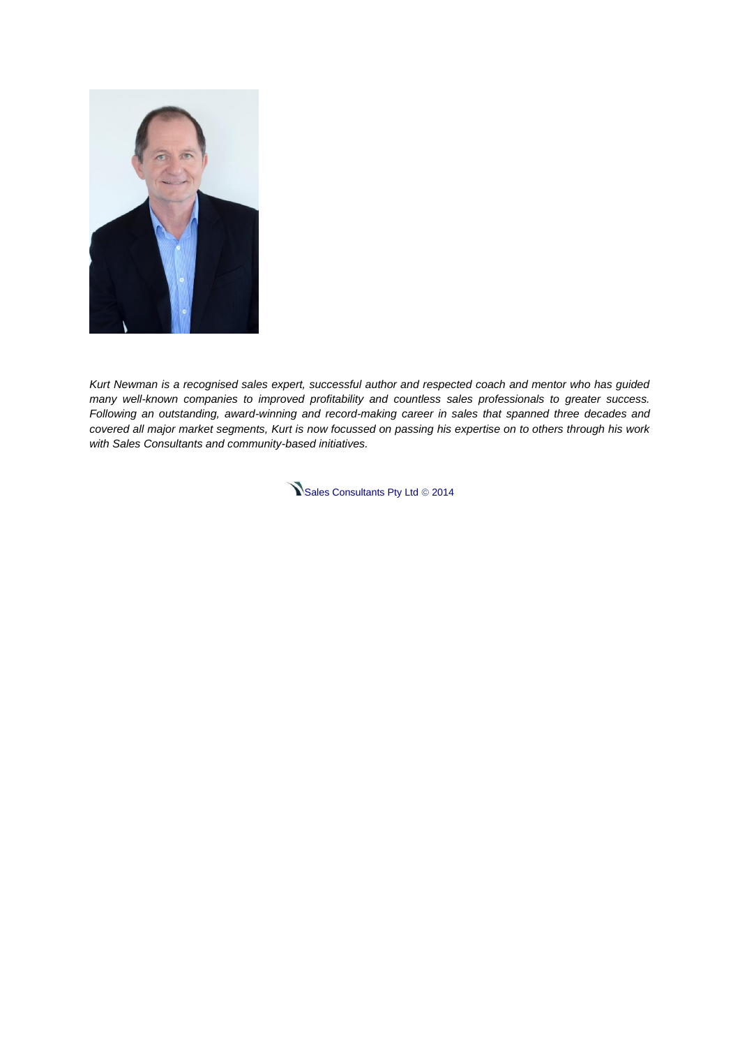*Kurt Newman is a recognised sales expert, successful author and respected coach and mentor who has guided many well-known companies to improved profitability and countless sales professionals to greater success. Following an outstanding, award-winning and record-making career in sales that spanned three decades and covered all major market segments, Kurt is now focussed on passing his expertise on to others through his work with Sales Consultants and community-based initiatives.*

Sales Consultants Pty Ltd © 2014